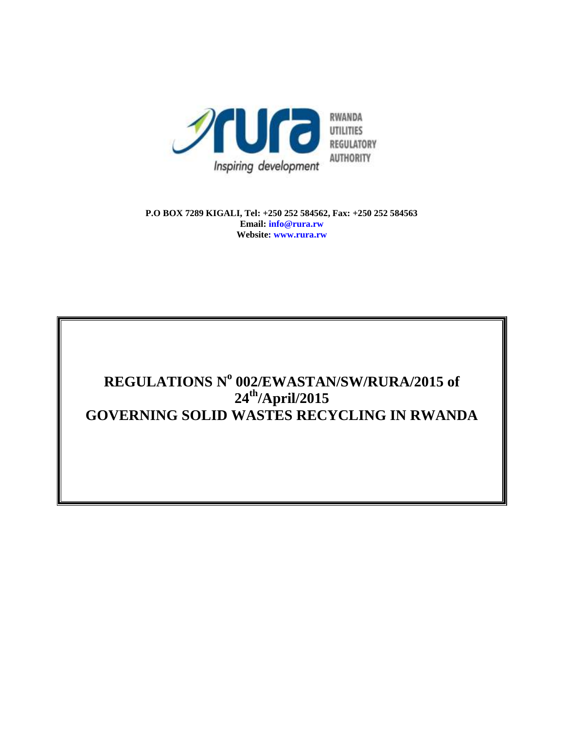RWANDA UTILITIES REGULATORY AUTHORITY

Inspiring development

**P.O BOX 7289 KIGALI, Tel: +250 252 584562, Fax: +250 252 584563**
**Email: info@rura.rw**
**Website: www.rura.rw**

# REGULATIONS N° 002/EWASTAN/SW/RURA/2015 of 24th/April/2015 GOVERNING SOLID WASTES RECYCLING IN RWANDA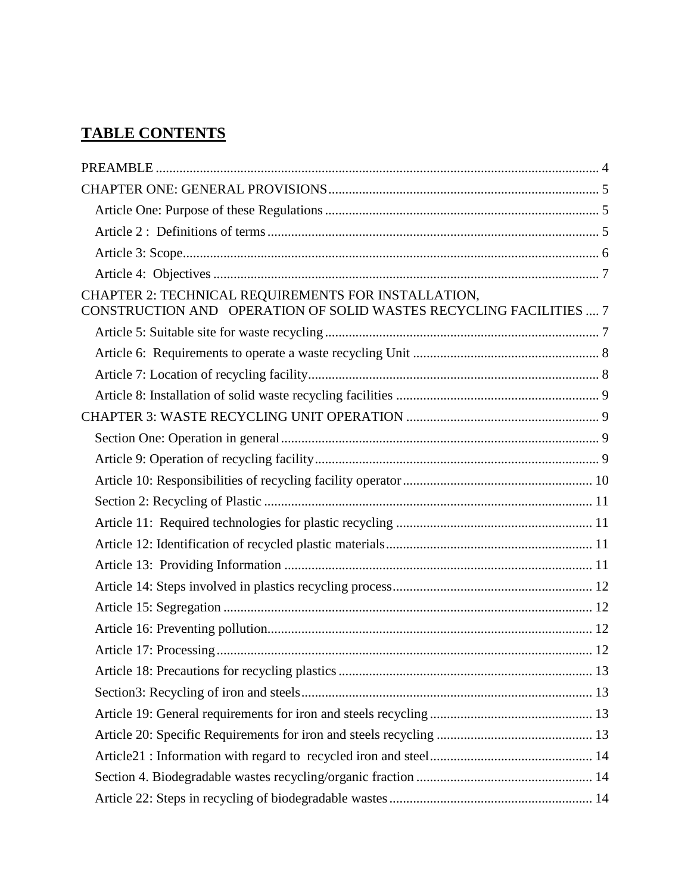## TABLE CONTENTS

PREAMBLE .................................................................................................................................. 4

CHAPTER ONE: GENERAL PROVISIONS ............................................................................... 5

- Article One: Purpose of these Regulations ................................................................................ 5
- Article 2 : Definitions of terms ................................................................................................. 5
- Article 3: Scope .......................................................................................................................... 6
- Article 4: Objectives ................................................................................................................. 7

CHAPTER 2: TECHNICAL REQUIREMENTS FOR INSTALLATION, CONSTRUCTION AND OPERATION OF SOLID WASTES RECYCLING FACILITIES .... 7

- Article 5: Suitable site for waste recycling ................................................................................ 7
- Article 6: Requirements to operate a waste recycling Unit ....................................................... 8
- Article 7: Location of recycling facility ..................................................................................... 8
- Article 8: Installation of solid waste recycling facilities ............................................................ 9

CHAPTER 3: WASTE RECYCLING UNIT OPERATION ......................................................... 9

- Section One: Operation in general ............................................................................................. 9
- Article 9: Operation of recycling facility ................................................................................... 9
- Article 10: Responsibilities of recycling facility operator ....................................................... 10
- Section 2: Recycling of Plastic ................................................................................................ 11
- Article 11: Required technologies for plastic recycling .......................................................... 11
- Article 12: Identification of recycled plastic materials ............................................................ 11
- Article 13: Providing Information ........................................................................................... 11
- Article 14: Steps involved in plastics recycling process ........................................................... 12
- Article 15: Segregation ............................................................................................................ 12
- Article 16: Preventing pollution ............................................................................................... 12
- Article 17: Processing .............................................................................................................. 12
- Article 18: Precautions for recycling plastics ........................................................................... 13
- Section3: Recycling of iron and steels ..................................................................................... 13
- Article 19: General requirements for iron and steels recycling ................................................ 13
- Article 20: Specific Requirements for iron and steels recycling .............................................. 13
- Article21 : Information with regard to recycled iron and steel ................................................ 14
- Section 4. Biodegradable wastes recycling/organic fraction .................................................... 14
- Article 22: Steps in recycling of biodegradable wastes ............................................................ 14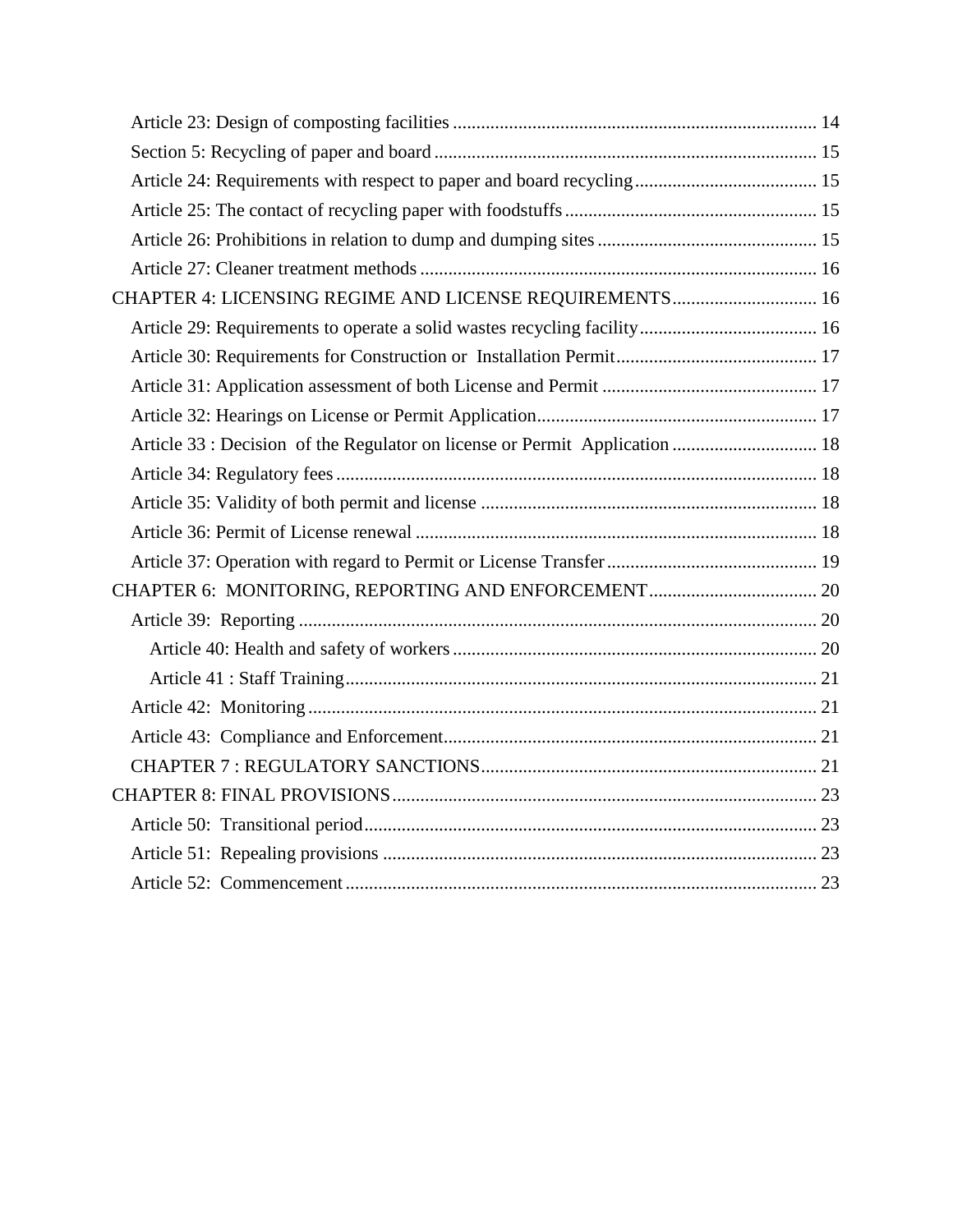Article 23: Design of composting facilities ............................................................................. 14

Section 5: Recycling of paper and board ................................................................................. 15

Article 24: Requirements with respect to paper and board recycling ...................................... 15

Article 25: The contact of recycling paper with foodstuffs ..................................................... 15

Article 26: Prohibitions in relation to dump and dumping sites .............................................. 15

Article 27: Cleaner treatment methods .................................................................................... 16

CHAPTER 4: LICENSING REGIME AND LICENSE REQUIREMENTS .............................. 16

Article 29: Requirements to operate a solid wastes recycling facility ..................................... 16

Article 30: Requirements for Construction or  Installation Permit .......................................... 17

Article 31: Application assessment of both License and Permit ............................................. 17

Article 32: Hearings on License or Permit Application ........................................................... 17

Article 33 : Decision  of the Regulator on license or Permit  Application ............................... 18

Article 34: Regulatory fees ...................................................................................................... 18

Article 35: Validity of both permit and license ....................................................................... 18

Article 36: Permit of License renewal ..................................................................................... 18

Article 37: Operation with regard to Permit or License Transfer ............................................ 19

CHAPTER 6:  MONITORING, REPORTING AND ENFORCEMENT ................................... 20

Article 39:  Reporting .............................................................................................................. 20

Article 40: Health and safety of workers ............................................................................. 20

Article 41 : Staff Training .................................................................................................... 21

Article 42:  Monitoring ............................................................................................................ 21

Article 43:  Compliance and Enforcement ............................................................................... 21

CHAPTER 7 : REGULATORY SANCTIONS ....................................................................... 21

CHAPTER 8: FINAL PROVISIONS .......................................................................................... 23

Article 50:  Transitional period ................................................................................................ 23

Article 51:  Repealing provisions ............................................................................................ 23

Article 52:  Commencement .................................................................................................... 23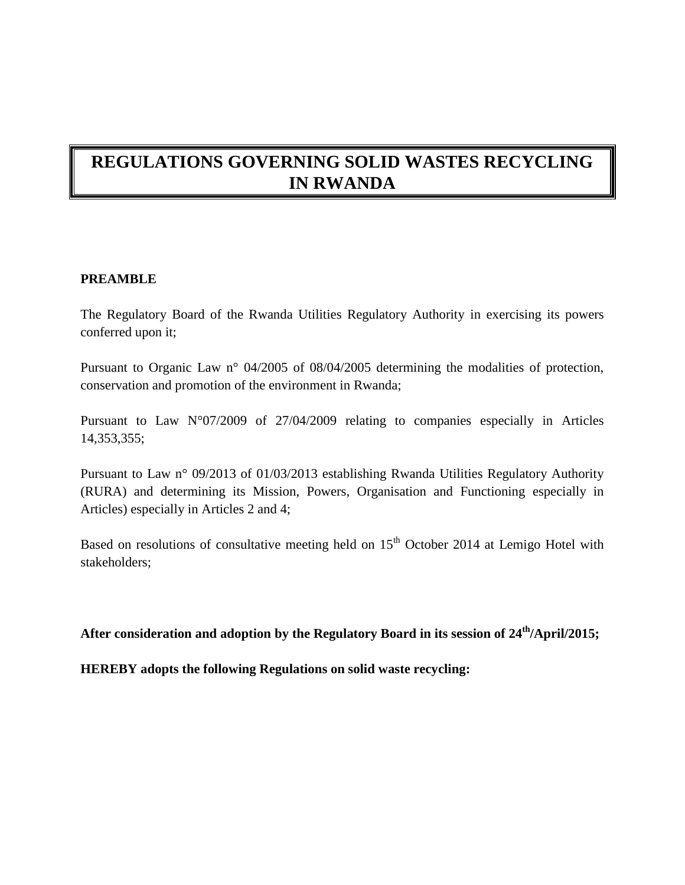# REGULATIONS GOVERNING SOLID WASTES RECYCLING IN RWANDA

**PREAMBLE**

The Regulatory Board of the Rwanda Utilities Regulatory Authority in exercising its powers conferred upon it;

Pursuant to Organic Law n° 04/2005 of 08/04/2005 determining the modalities of protection, conservation and promotion of the environment in Rwanda;

Pursuant to Law N°07/2009 of 27/04/2009 relating to companies especially in Articles 14,353,355;

Pursuant to Law n° 09/2013 of 01/03/2013 establishing Rwanda Utilities Regulatory Authority (RURA) and determining its Mission, Powers, Organisation and Functioning especially in Articles) especially in Articles 2 and 4;

Based on resolutions of consultative meeting held on 15th October 2014 at Lemigo Hotel with stakeholders;

**After consideration and adoption by the Regulatory Board in its session of 24th/April/2015;**

**HEREBY adopts the following Regulations on solid waste recycling:**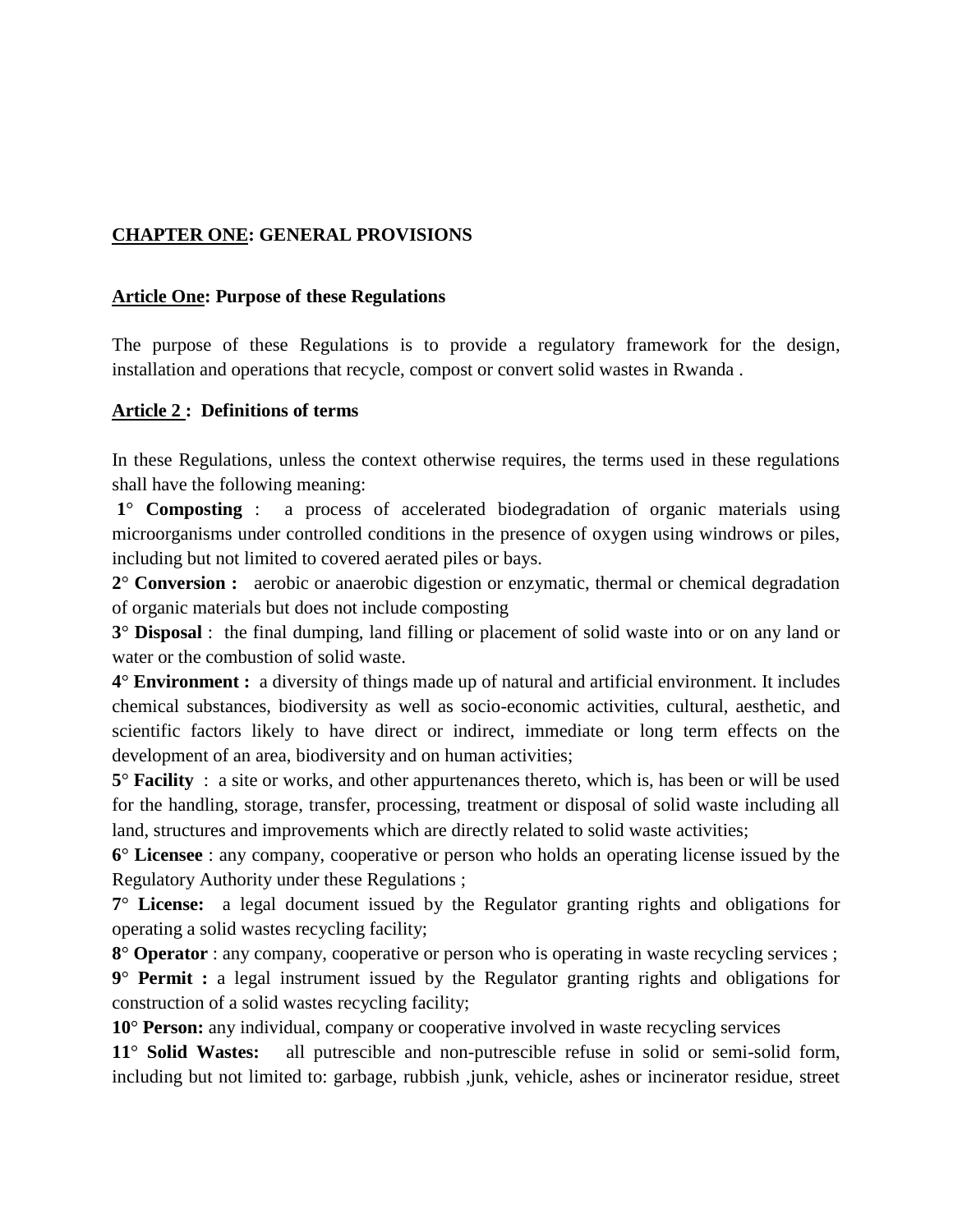**CHAPTER ONE: GENERAL PROVISIONS**

**Article One: Purpose of these Regulations**

The purpose of these Regulations is to provide a regulatory framework for the design, installation and operations that recycle, compost or convert solid wastes in Rwanda .

**Article 2 : Definitions of terms**

In these Regulations, unless the context otherwise requires, the terms used in these regulations shall have the following meaning:

**1° Composting** : a process of accelerated biodegradation of organic materials using microorganisms under controlled conditions in the presence of oxygen using windrows or piles, including but not limited to covered aerated piles or bays.

**2° Conversion :** aerobic or anaerobic digestion or enzymatic, thermal or chemical degradation of organic materials but does not include composting

**3° Disposal** : the final dumping, land filling or placement of solid waste into or on any land or water or the combustion of solid waste.

**4° Environment :** a diversity of things made up of natural and artificial environment. It includes chemical substances, biodiversity as well as socio-economic activities, cultural, aesthetic, and scientific factors likely to have direct or indirect, immediate or long term effects on the development of an area, biodiversity and on human activities;

**5° Facility** : a site or works, and other appurtenances thereto, which is, has been or will be used for the handling, storage, transfer, processing, treatment or disposal of solid waste including all land, structures and improvements which are directly related to solid waste activities;

**6° Licensee** : any company, cooperative or person who holds an operating license issued by the Regulatory Authority under these Regulations ;

**7° License:** a legal document issued by the Regulator granting rights and obligations for operating a solid wastes recycling facility;

**8° Operator** : any company, cooperative or person who is operating in waste recycling services ;

**9° Permit :** a legal instrument issued by the Regulator granting rights and obligations for construction of a solid wastes recycling facility;

**10° Person:** any individual, company or cooperative involved in waste recycling services

**11° Solid Wastes:** all putrescible and non-putrescible refuse in solid or semi-solid form, including but not limited to: garbage, rubbish ,junk, vehicle, ashes or incinerator residue, street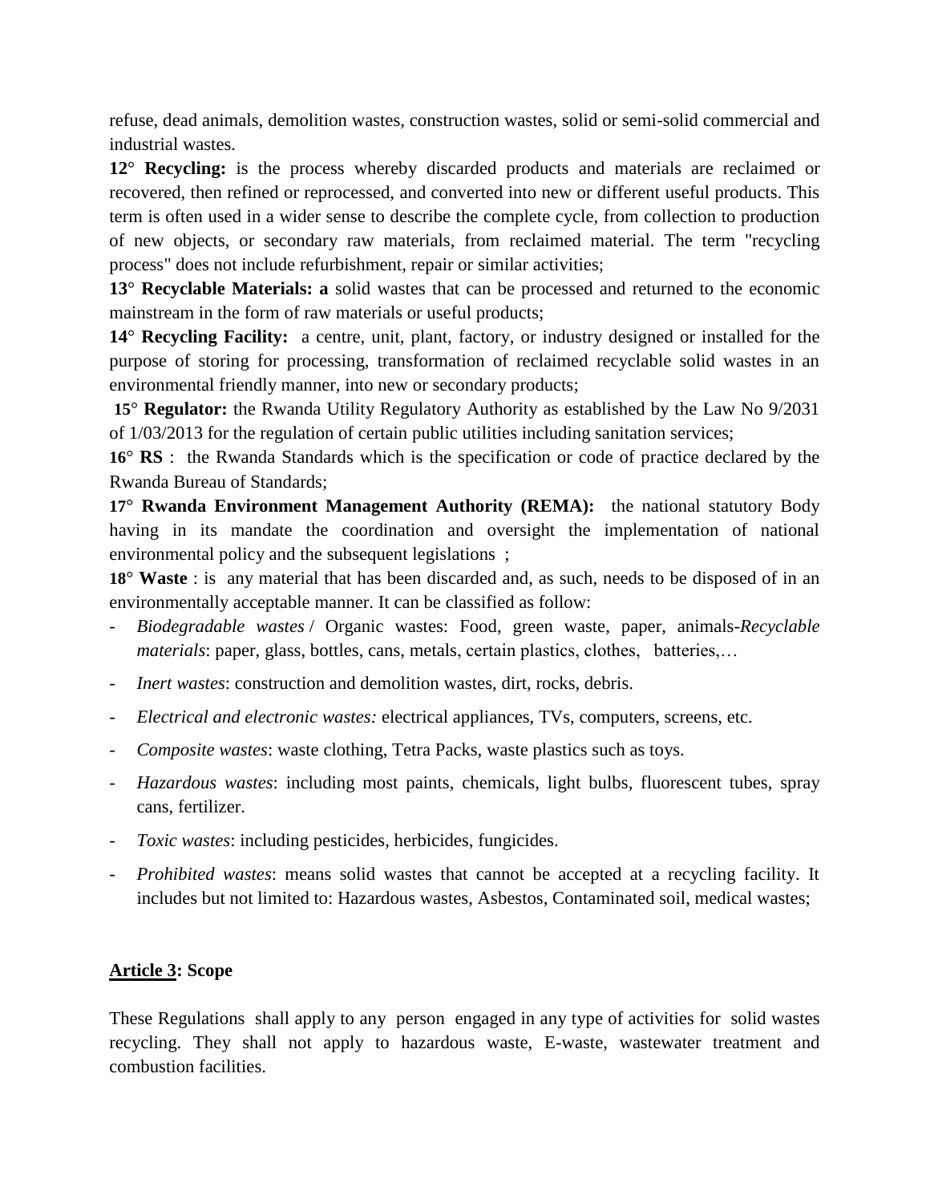refuse, dead animals, demolition wastes, construction wastes, solid or semi-solid commercial and industrial wastes.

**12° Recycling:** is the process whereby discarded products and materials are reclaimed or recovered, then refined or reprocessed, and converted into new or different useful products. This term is often used in a wider sense to describe the complete cycle, from collection to production of new objects, or secondary raw materials, from reclaimed material. The term "recycling process" does not include refurbishment, repair or similar activities;

**13° Recyclable Materials: a** solid wastes that can be processed and returned to the economic mainstream in the form of raw materials or useful products;

**14° Recycling Facility:** a centre, unit, plant, factory, or industry designed or installed for the purpose of storing for processing, transformation of reclaimed recyclable solid wastes in an environmental friendly manner, into new or secondary products;

**15° Regulator:** the Rwanda Utility Regulatory Authority as established by the Law No 9/2031 of 1/03/2013 for the regulation of certain public utilities including sanitation services;

**16° RS** : the Rwanda Standards which is the specification or code of practice declared by the Rwanda Bureau of Standards;

**17° Rwanda Environment Management Authority (REMA):** the national statutory Body having in its mandate the coordination and oversight the implementation of national environmental policy and the subsequent legislations ;

**18° Waste** : is any material that has been discarded and, as such, needs to be disposed of in an environmentally acceptable manner. It can be classified as follow:

- *Biodegradable wastes* / Organic wastes: Food, green waste, paper, animals-*Recyclable materials*: paper, glass, bottles, cans, metals, certain plastics, clothes, batteries,…
- *Inert wastes*: construction and demolition wastes, dirt, rocks, debris.
- *Electrical and electronic wastes:* electrical appliances, TVs, computers, screens, etc.
- *Composite wastes*: waste clothing, Tetra Packs, waste plastics such as toys.
- *Hazardous wastes*: including most paints, chemicals, light bulbs, fluorescent tubes, spray cans, fertilizer.
- *Toxic wastes*: including pesticides, herbicides, fungicides.
- *Prohibited wastes*: means solid wastes that cannot be accepted at a recycling facility. It includes but not limited to: Hazardous wastes, Asbestos, Contaminated soil, medical wastes;

## Article 3: Scope

These Regulations shall apply to any person engaged in any type of activities for solid wastes recycling. They shall not apply to hazardous waste, E-waste, wastewater treatment and combustion facilities.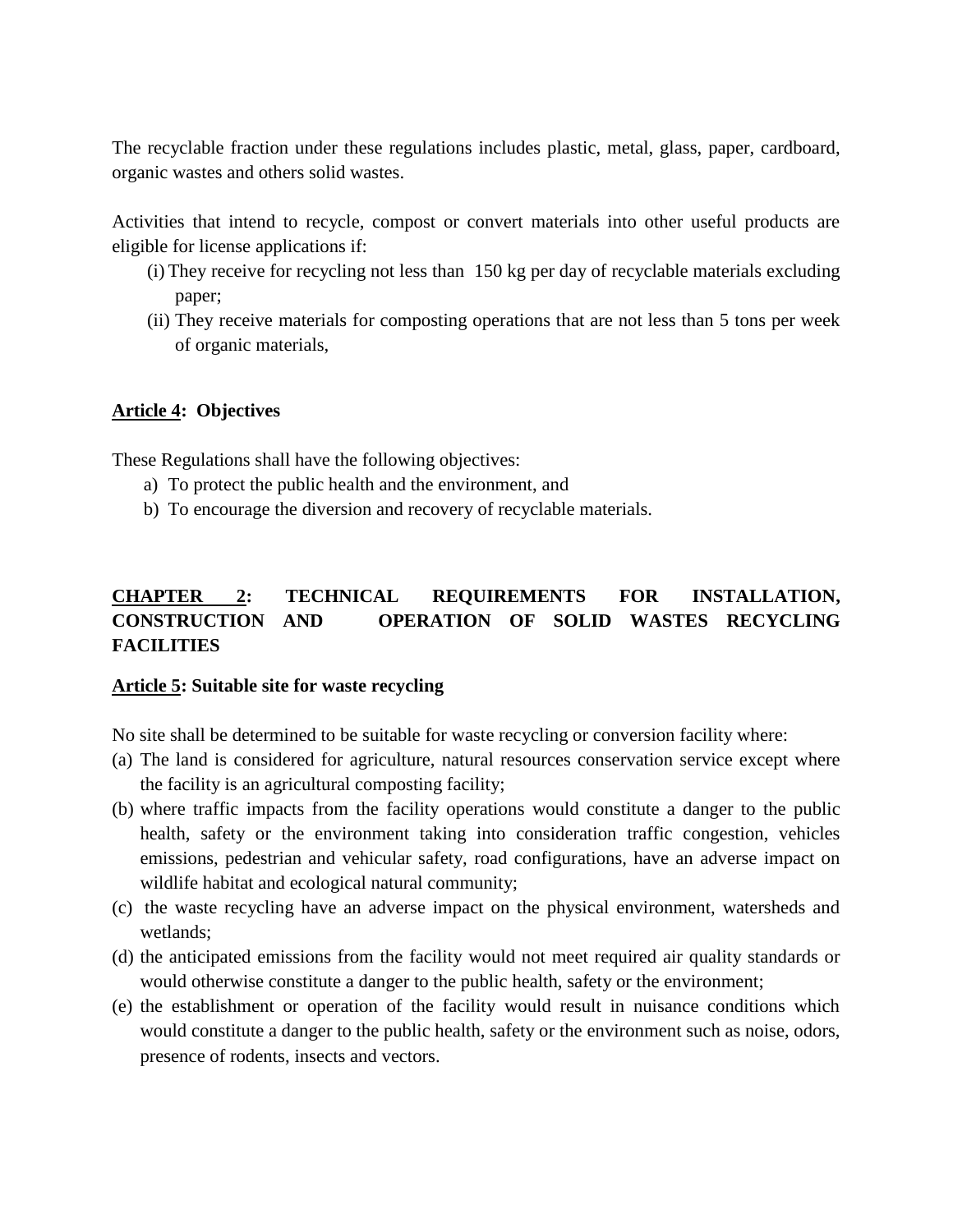The recyclable fraction under these regulations includes plastic, metal, glass, paper, cardboard, organic wastes and others solid wastes.

Activities that intend to recycle, compost or convert materials into other useful products are eligible for license applications if:

(i) They receive for recycling not less than 150 kg per day of recyclable materials excluding paper;
(ii) They receive materials for composting operations that are not less than 5 tons per week of organic materials,

**Article 4: Objectives**

These Regulations shall have the following objectives:

a) To protect the public health and the environment, and
b) To encourage the diversion and recovery of recyclable materials.

## CHAPTER 2: TECHNICAL REQUIREMENTS FOR INSTALLATION, CONSTRUCTION AND OPERATION OF SOLID WASTES RECYCLING FACILITIES

**Article 5: Suitable site for waste recycling**

No site shall be determined to be suitable for waste recycling or conversion facility where:

(a) The land is considered for agriculture, natural resources conservation service except where the facility is an agricultural composting facility;
(b) where traffic impacts from the facility operations would constitute a danger to the public health, safety or the environment taking into consideration traffic congestion, vehicles emissions, pedestrian and vehicular safety, road configurations, have an adverse impact on wildlife habitat and ecological natural community;
(c) the waste recycling have an adverse impact on the physical environment, watersheds and wetlands;
(d) the anticipated emissions from the facility would not meet required air quality standards or would otherwise constitute a danger to the public health, safety or the environment;
(e) the establishment or operation of the facility would result in nuisance conditions which would constitute a danger to the public health, safety or the environment such as noise, odors, presence of rodents, insects and vectors.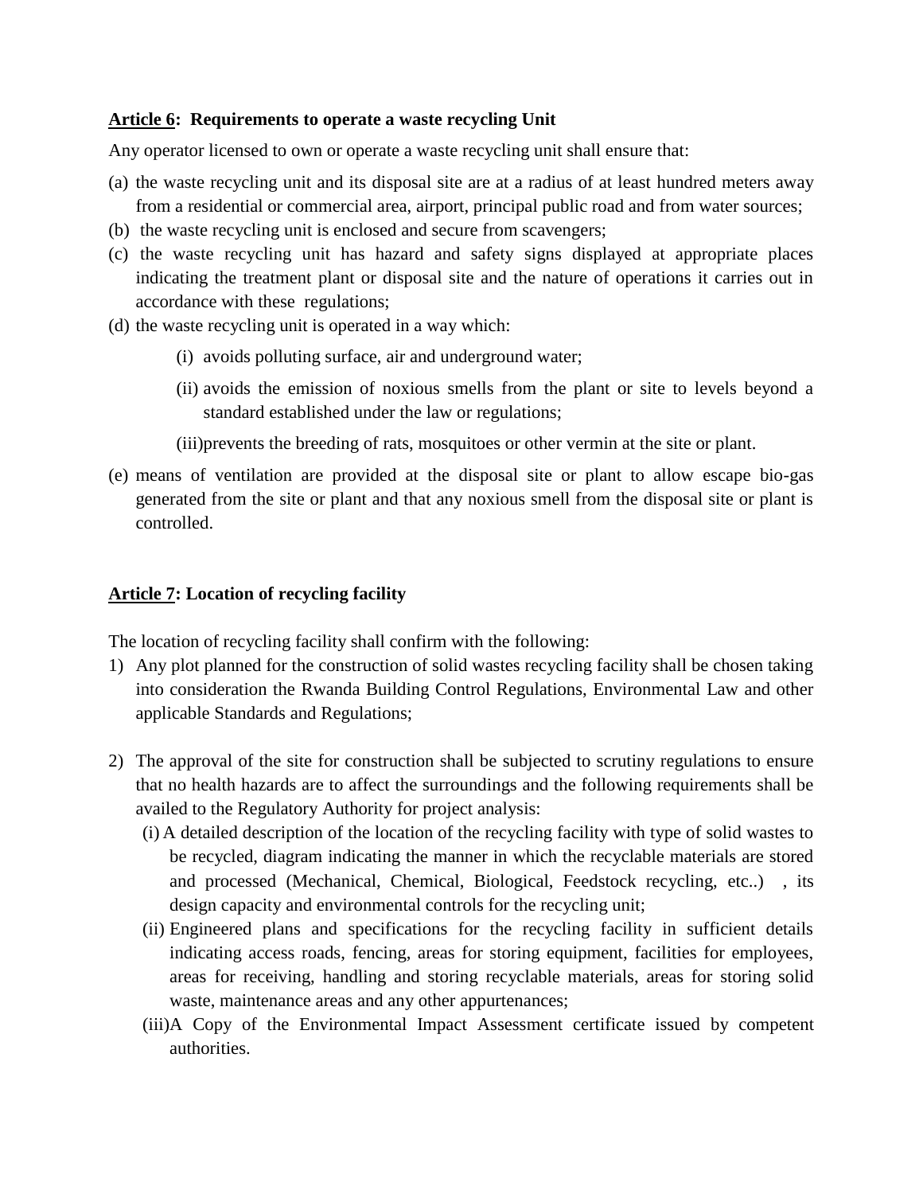**Article 6: Requirements to operate a waste recycling Unit**

Any operator licensed to own or operate a waste recycling unit shall ensure that:

(a) the waste recycling unit and its disposal site are at a radius of at least hundred meters away from a residential or commercial area, airport, principal public road and from water sources;

(b) the waste recycling unit is enclosed and secure from scavengers;

(c) the waste recycling unit has hazard and safety signs displayed at appropriate places indicating the treatment plant or disposal site and the nature of operations it carries out in accordance with these regulations;

(d) the waste recycling unit is operated in a way which:

  (i) avoids polluting surface, air and underground water;

  (ii) avoids the emission of noxious smells from the plant or site to levels beyond a standard established under the law or regulations;

  (iii) prevents the breeding of rats, mosquitoes or other vermin at the site or plant.

(e) means of ventilation are provided at the disposal site or plant to allow escape bio-gas generated from the site or plant and that any noxious smell from the disposal site or plant is controlled.

**Article 7: Location of recycling facility**

The location of recycling facility shall confirm with the following:

1) Any plot planned for the construction of solid wastes recycling facility shall be chosen taking into consideration the Rwanda Building Control Regulations, Environmental Law and other applicable Standards and Regulations;

2) The approval of the site for construction shall be subjected to scrutiny regulations to ensure that no health hazards are to affect the surroundings and the following requirements shall be availed to the Regulatory Authority for project analysis:

  (i) A detailed description of the location of the recycling facility with type of solid wastes to be recycled, diagram indicating the manner in which the recyclable materials are stored and processed (Mechanical, Chemical, Biological, Feedstock recycling, etc..) , its design capacity and environmental controls for the recycling unit;

  (ii) Engineered plans and specifications for the recycling facility in sufficient details indicating access roads, fencing, areas for storing equipment, facilities for employees, areas for receiving, handling and storing recyclable materials, areas for storing solid waste, maintenance areas and any other appurtenances;

  (iii) A Copy of the Environmental Impact Assessment certificate issued by competent authorities.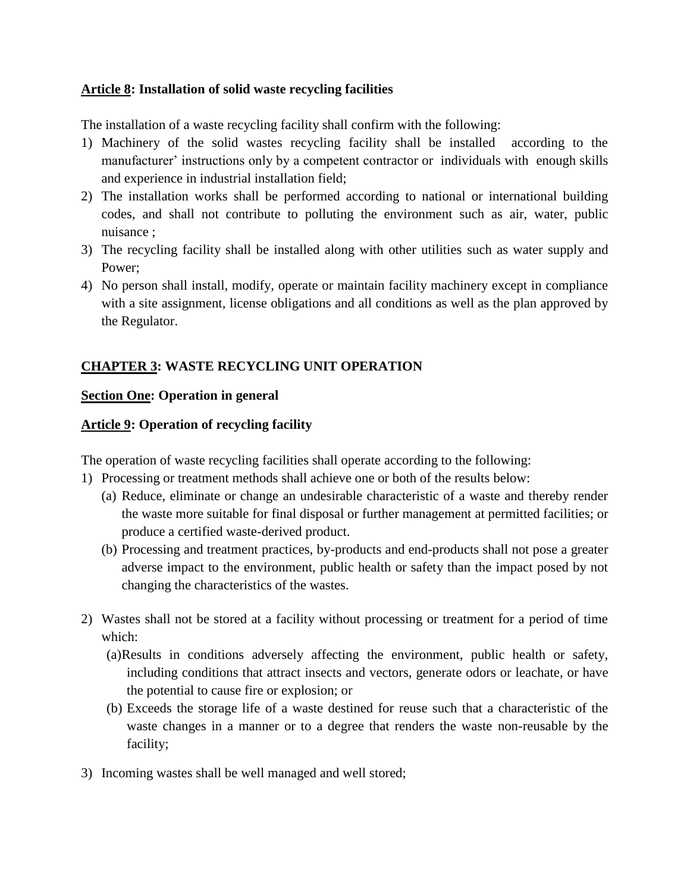**<u>Article 8</u>: Installation of solid waste recycling facilities**

The installation of a waste recycling facility shall confirm with the following:

1) Machinery of the solid wastes recycling facility shall be installed according to the manufacturer' instructions only by a competent contractor or individuals with enough skills and experience in industrial installation field;
2) The installation works shall be performed according to national or international building codes, and shall not contribute to polluting the environment such as air, water, public nuisance ;
3) The recycling facility shall be installed along with other utilities such as water supply and Power;
4) No person shall install, modify, operate or maintain facility machinery except in compliance with a site assignment, license obligations and all conditions as well as the plan approved by the Regulator.

## <u>CHAPTER 3</u>: WASTE RECYCLING UNIT OPERATION

### <u>Section One</u>: Operation in general

**<u>Article 9</u>: Operation of recycling facility**

The operation of waste recycling facilities shall operate according to the following:

1) Processing or treatment methods shall achieve one or both of the results below:
   (a) Reduce, eliminate or change an undesirable characteristic of a waste and thereby render the waste more suitable for final disposal or further management at permitted facilities; or produce a certified waste-derived product.
   (b) Processing and treatment practices, by-products and end-products shall not pose a greater adverse impact to the environment, public health or safety than the impact posed by not changing the characteristics of the wastes.

2) Wastes shall not be stored at a facility without processing or treatment for a period of time which:
   (a)Results in conditions adversely affecting the environment, public health or safety, including conditions that attract insects and vectors, generate odors or leachate, or have the potential to cause fire or explosion; or
   (b) Exceeds the storage life of a waste destined for reuse such that a characteristic of the waste changes in a manner or to a degree that renders the waste non-reusable by the facility;

3) Incoming wastes shall be well managed and well stored;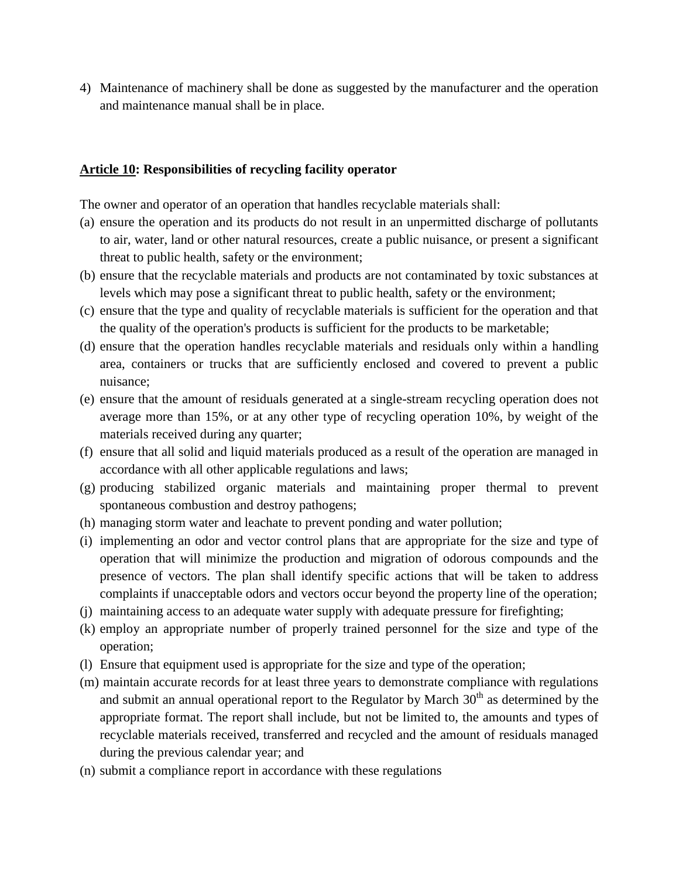4) Maintenance of machinery shall be done as suggested by the manufacturer and the operation and maintenance manual shall be in place.

**Article 10: Responsibilities of recycling facility operator**

The owner and operator of an operation that handles recyclable materials shall:

(a) ensure the operation and its products do not result in an unpermitted discharge of pollutants to air, water, land or other natural resources, create a public nuisance, or present a significant threat to public health, safety or the environment;

(b) ensure that the recyclable materials and products are not contaminated by toxic substances at levels which may pose a significant threat to public health, safety or the environment;

(c) ensure that the type and quality of recyclable materials is sufficient for the operation and that the quality of the operation's products is sufficient for the products to be marketable;

(d) ensure that the operation handles recyclable materials and residuals only within a handling area, containers or trucks that are sufficiently enclosed and covered to prevent a public nuisance;

(e) ensure that the amount of residuals generated at a single-stream recycling operation does not average more than 15%, or at any other type of recycling operation 10%, by weight of the materials received during any quarter;

(f) ensure that all solid and liquid materials produced as a result of the operation are managed in accordance with all other applicable regulations and laws;

(g) producing stabilized organic materials and maintaining proper thermal to prevent spontaneous combustion and destroy pathogens;

(h) managing storm water and leachate to prevent ponding and water pollution;

(i) implementing an odor and vector control plans that are appropriate for the size and type of operation that will minimize the production and migration of odorous compounds and the presence of vectors. The plan shall identify specific actions that will be taken to address complaints if unacceptable odors and vectors occur beyond the property line of the operation;

(j) maintaining access to an adequate water supply with adequate pressure for firefighting;

(k) employ an appropriate number of properly trained personnel for the size and type of the operation;

(l) Ensure that equipment used is appropriate for the size and type of the operation;

(m) maintain accurate records for at least three years to demonstrate compliance with regulations and submit an annual operational report to the Regulator by March 30th as determined by the appropriate format. The report shall include, but not be limited to, the amounts and types of recyclable materials received, transferred and recycled and the amount of residuals managed during the previous calendar year; and

(n) submit a compliance report in accordance with these regulations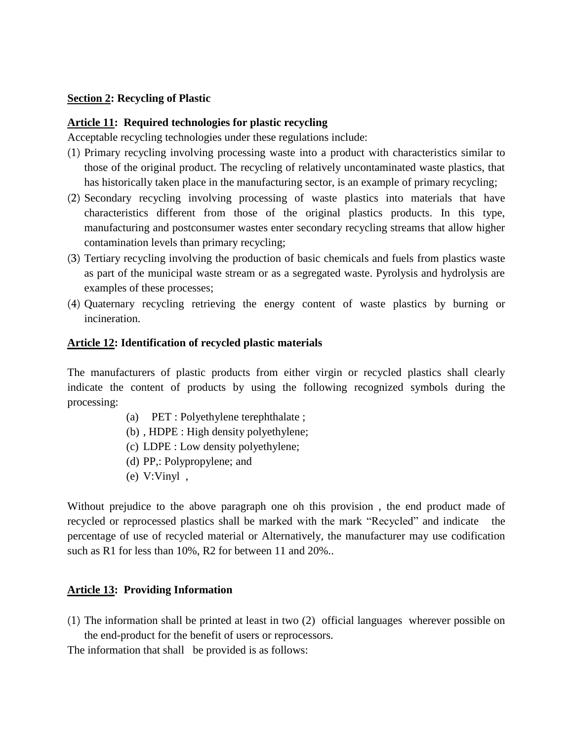**<u>Section 2</u>: Recycling of Plastic**

**<u>Article 11</u>: Required technologies for plastic recycling**

Acceptable recycling technologies under these regulations include:

(1) Primary recycling involving processing waste into a product with characteristics similar to those of the original product. The recycling of relatively uncontaminated waste plastics, that has historically taken place in the manufacturing sector, is an example of primary recycling;

(2) Secondary recycling involving processing of waste plastics into materials that have characteristics different from those of the original plastics products. In this type, manufacturing and postconsumer wastes enter secondary recycling streams that allow higher contamination levels than primary recycling;

(3) Tertiary recycling involving the production of basic chemicals and fuels from plastics waste as part of the municipal waste stream or as a segregated waste. Pyrolysis and hydrolysis are examples of these processes;

(4) Quaternary recycling retrieving the energy content of waste plastics by burning or incineration.

**<u>Article 12</u>: Identification of recycled plastic materials**

The manufacturers of plastic products from either virgin or recycled plastics shall clearly indicate the content of products by using the following recognized symbols during the processing:

(a) PET : Polyethylene terephthalate ;
(b) , HDPE : High density polyethylene;
(c) LDPE : Low density polyethylene;
(d) PP,: Polypropylene; and
(e) V:Vinyl ,

Without prejudice to the above paragraph one oh this provision , the end product made of recycled or reprocessed plastics shall be marked with the mark "Recycled" and indicate the percentage of use of recycled material or Alternatively, the manufacturer may use codification such as R1 for less than 10%, R2 for between 11 and 20%..

**<u>Article 13</u>: Providing Information**

(1) The information shall be printed at least in two (2) official languages wherever possible on the end-product for the benefit of users or reprocessors.

The information that shall be provided is as follows: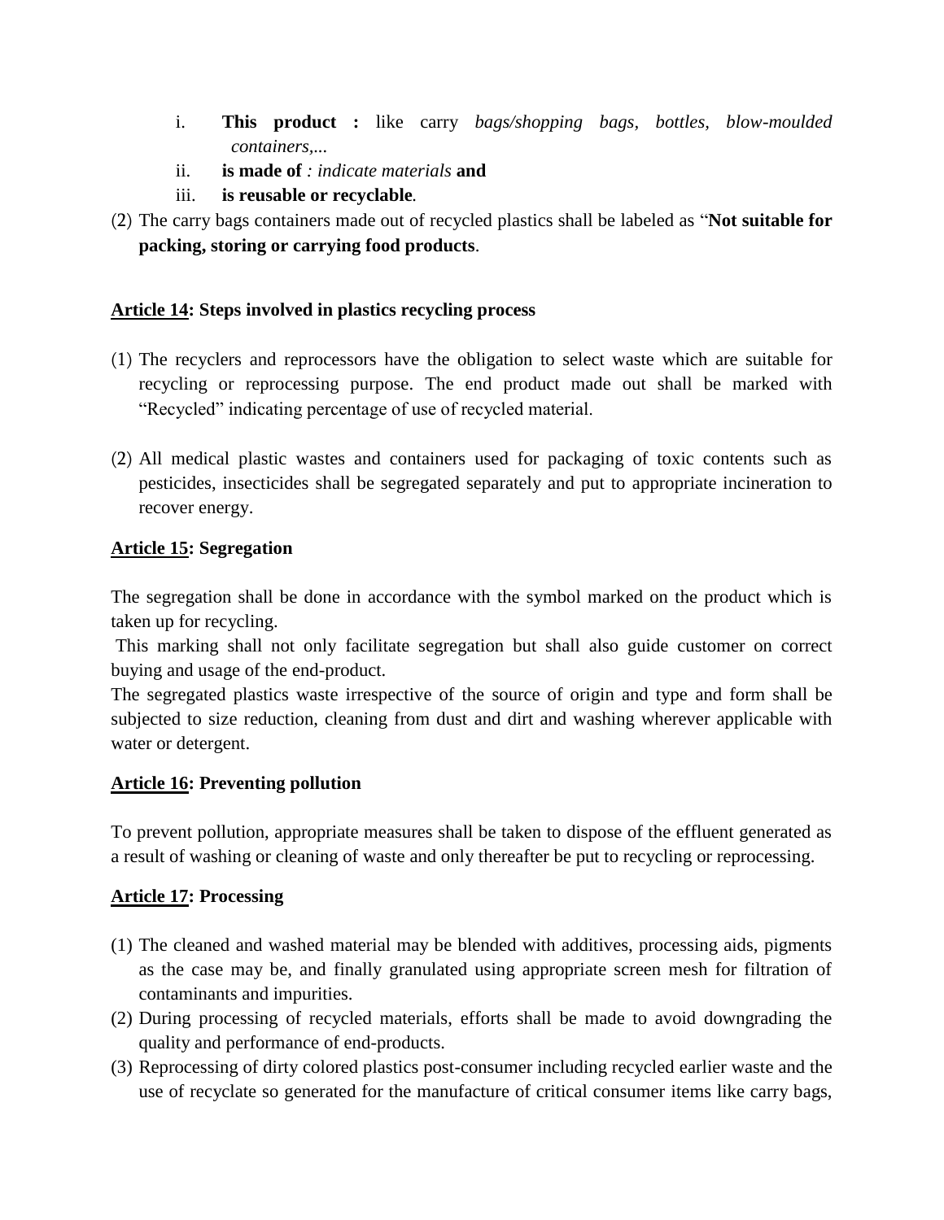i. **This product :** like carry *bags/shopping bags*, *bottles*, *blow-moulded containers,...*
ii. **is made of** *: indicate materials* **and**
iii. **is reusable or recyclable**.

(2) The carry bags containers made out of recycled plastics shall be labeled as "**Not suitable for packing, storing or carrying food products**.

**<u>Article 14</u>: Steps involved in plastics recycling process**

(1) The recyclers and reprocessors have the obligation to select waste which are suitable for recycling or reprocessing purpose. The end product made out shall be marked with "Recycled" indicating percentage of use of recycled material.

(2) All medical plastic wastes and containers used for packaging of toxic contents such as pesticides, insecticides shall be segregated separately and put to appropriate incineration to recover energy.

**<u>Article 15</u>: Segregation**

The segregation shall be done in accordance with the symbol marked on the product which is taken up for recycling.

This marking shall not only facilitate segregation but shall also guide customer on correct buying and usage of the end-product.

The segregated plastics waste irrespective of the source of origin and type and form shall be subjected to size reduction, cleaning from dust and dirt and washing wherever applicable with water or detergent.

**<u>Article 16</u>: Preventing pollution**

To prevent pollution, appropriate measures shall be taken to dispose of the effluent generated as a result of washing or cleaning of waste and only thereafter be put to recycling or reprocessing.

**<u>Article 17</u>: Processing**

(1) The cleaned and washed material may be blended with additives, processing aids, pigments as the case may be, and finally granulated using appropriate screen mesh for filtration of contaminants and impurities.
(2) During processing of recycled materials, efforts shall be made to avoid downgrading the quality and performance of end-products.
(3) Reprocessing of dirty colored plastics post-consumer including recycled earlier waste and the use of recyclate so generated for the manufacture of critical consumer items like carry bags,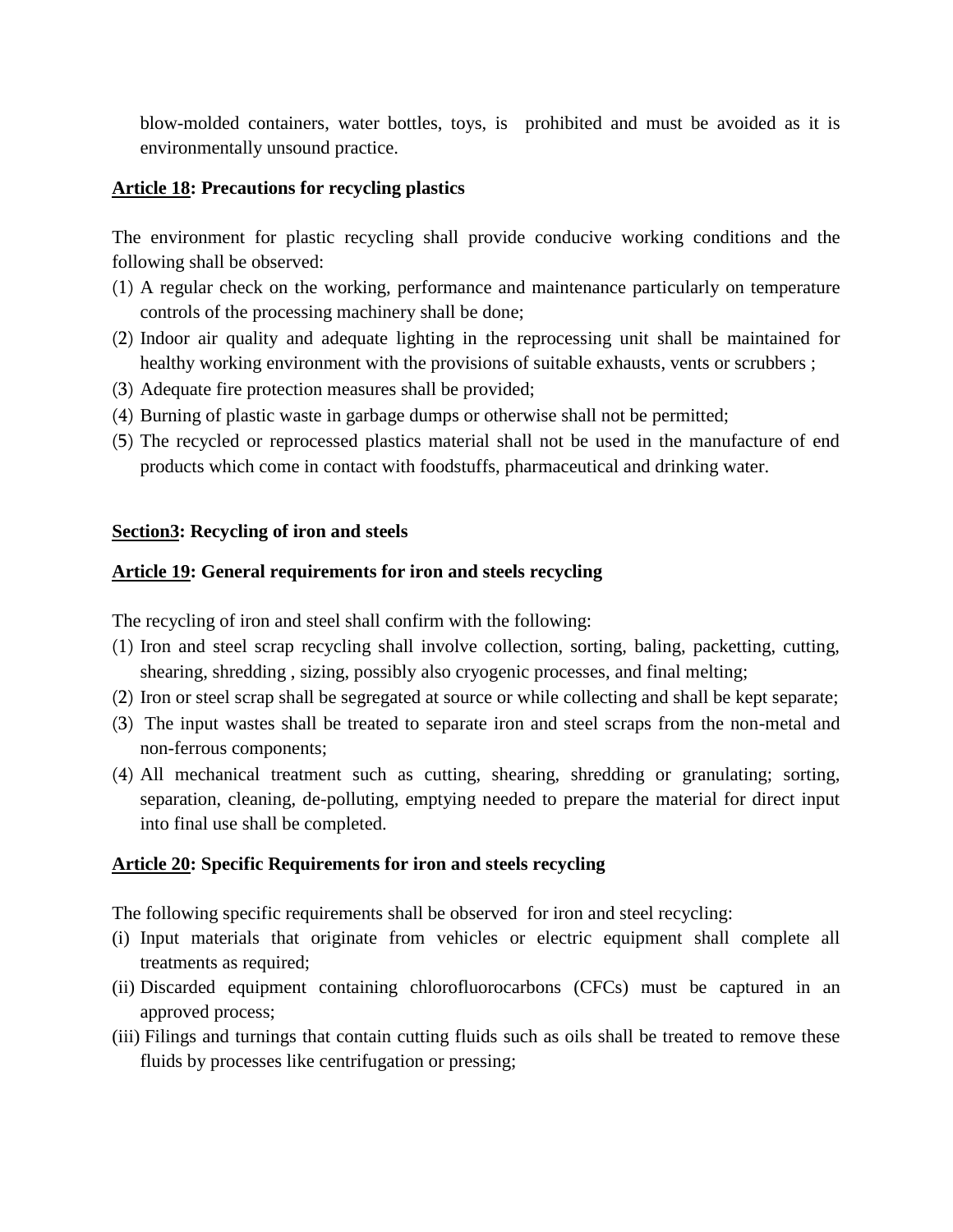blow-molded containers, water bottles, toys, is prohibited and must be avoided as it is environmentally unsound practice.

**Article 18: Precautions for recycling plastics**

The environment for plastic recycling shall provide conducive working conditions and the following shall be observed:

(1) A regular check on the working, performance and maintenance particularly on temperature controls of the processing machinery shall be done;
(2) Indoor air quality and adequate lighting in the reprocessing unit shall be maintained for healthy working environment with the provisions of suitable exhausts, vents or scrubbers ;
(3) Adequate fire protection measures shall be provided;
(4) Burning of plastic waste in garbage dumps or otherwise shall not be permitted;
(5) The recycled or reprocessed plastics material shall not be used in the manufacture of end products which come in contact with foodstuffs, pharmaceutical and drinking water.

**Section3: Recycling of iron and steels**

**Article 19: General requirements for iron and steels recycling**

The recycling of iron and steel shall confirm with the following:

(1) Iron and steel scrap recycling shall involve collection, sorting, baling, packetting, cutting, shearing, shredding , sizing, possibly also cryogenic processes, and final melting;
(2) Iron or steel scrap shall be segregated at source or while collecting and shall be kept separate;
(3) The input wastes shall be treated to separate iron and steel scraps from the non-metal and non-ferrous components;
(4) All mechanical treatment such as cutting, shearing, shredding or granulating; sorting, separation, cleaning, de-polluting, emptying needed to prepare the material for direct input into final use shall be completed.

**Article 20: Specific Requirements for iron and steels recycling**

The following specific requirements shall be observed for iron and steel recycling:

(i) Input materials that originate from vehicles or electric equipment shall complete all treatments as required;
(ii) Discarded equipment containing chlorofluorocarbons (CFCs) must be captured in an approved process;
(iii) Filings and turnings that contain cutting fluids such as oils shall be treated to remove these fluids by processes like centrifugation or pressing;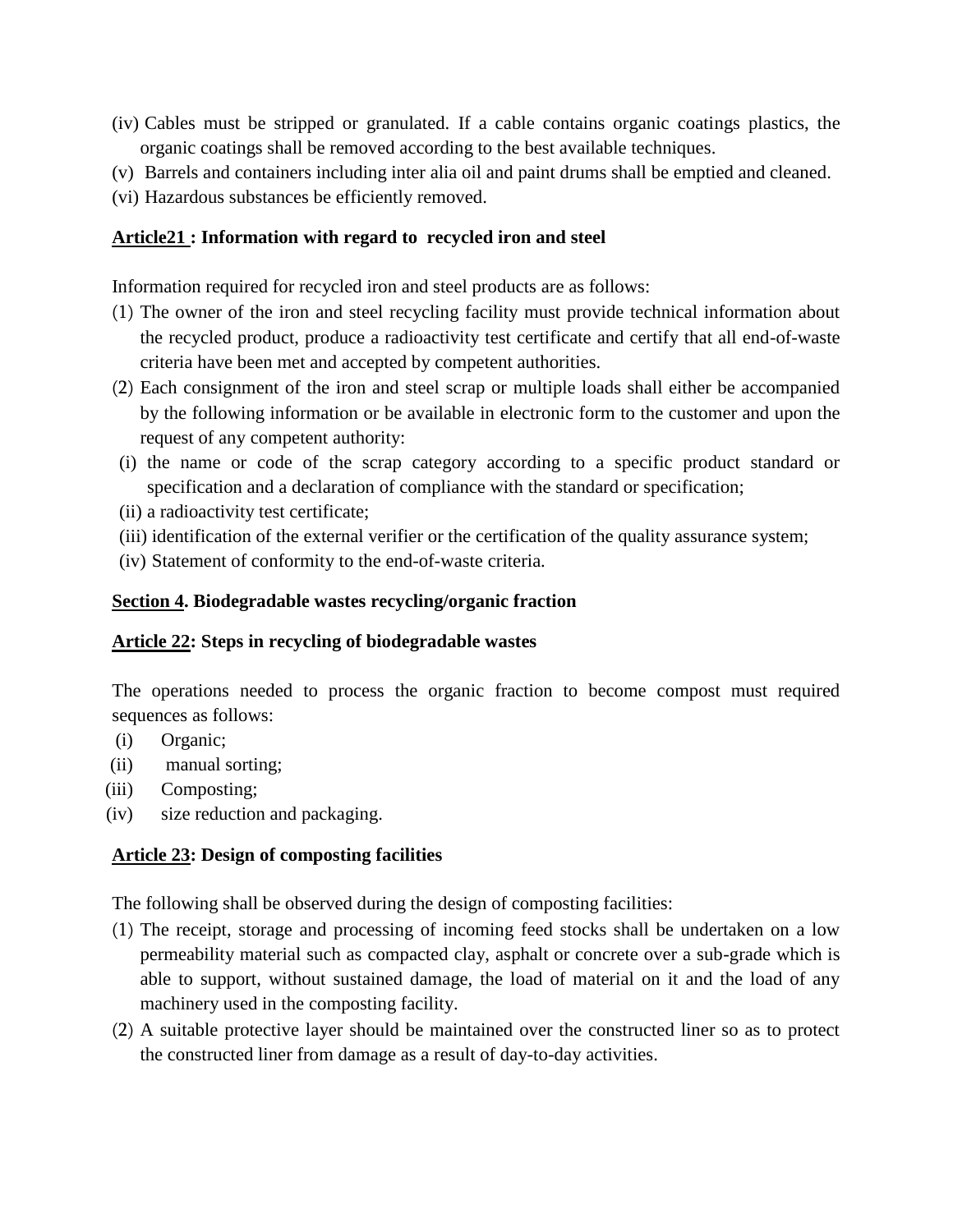(iv) Cables must be stripped or granulated. If a cable contains organic coatings plastics, the organic coatings shall be removed according to the best available techniques.

(v) Barrels and containers including inter alia oil and paint drums shall be emptied and cleaned.

(vi) Hazardous substances be efficiently removed.

**Article21 : Information with regard to recycled iron and steel**

Information required for recycled iron and steel products are as follows:

(1) The owner of the iron and steel recycling facility must provide technical information about the recycled product, produce a radioactivity test certificate and certify that all end-of-waste criteria have been met and accepted by competent authorities.

(2) Each consignment of the iron and steel scrap or multiple loads shall either be accompanied by the following information or be available in electronic form to the customer and upon the request of any competent authority:

(i) the name or code of the scrap category according to a specific product standard or specification and a declaration of compliance with the standard or specification;

(ii) a radioactivity test certificate;

(iii) identification of the external verifier or the certification of the quality assurance system;

(iv) Statement of conformity to the end-of-waste criteria.

**Section 4. Biodegradable wastes recycling/organic fraction**

**Article 22: Steps in recycling of biodegradable wastes**

The operations needed to process the organic fraction to become compost must required sequences as follows:

(i) Organic;

(ii) manual sorting;

(iii) Composting;

(iv) size reduction and packaging.

**Article 23: Design of composting facilities**

The following shall be observed during the design of composting facilities:

(1) The receipt, storage and processing of incoming feed stocks shall be undertaken on a low permeability material such as compacted clay, asphalt or concrete over a sub-grade which is able to support, without sustained damage, the load of material on it and the load of any machinery used in the composting facility.

(2) A suitable protective layer should be maintained over the constructed liner so as to protect the constructed liner from damage as a result of day-to-day activities.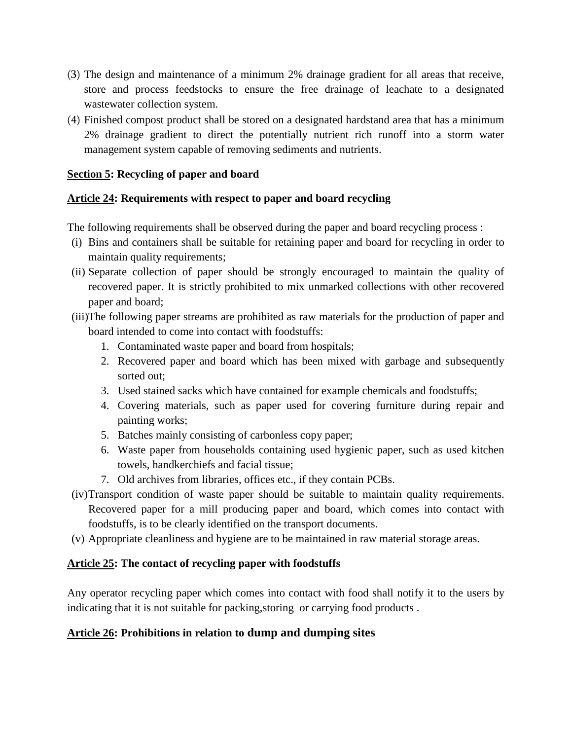(3) The design and maintenance of a minimum 2% drainage gradient for all areas that receive, store and process feedstocks to ensure the free drainage of leachate to a designated wastewater collection system.

(4) Finished compost product shall be stored on a designated hardstand area that has a minimum 2% drainage gradient to direct the potentially nutrient rich runoff into a storm water management system capable of removing sediments and nutrients.

**<u>Section 5</u>: Recycling of paper and board**

**<u>Article 24</u>: Requirements with respect to paper and board recycling**

The following requirements shall be observed during the paper and board recycling process :

(i) Bins and containers shall be suitable for retaining paper and board for recycling in order to maintain quality requirements;

(ii) Separate collection of paper should be strongly encouraged to maintain the quality of recovered paper. It is strictly prohibited to mix unmarked collections with other recovered paper and board;

(iii) The following paper streams are prohibited as raw materials for the production of paper and board intended to come into contact with foodstuffs:

1. Contaminated waste paper and board from hospitals;
2. Recovered paper and board which has been mixed with garbage and subsequently sorted out;
3. Used stained sacks which have contained for example chemicals and foodstuffs;
4. Covering materials, such as paper used for covering furniture during repair and painting works;
5. Batches mainly consisting of carbonless copy paper;
6. Waste paper from households containing used hygienic paper, such as used kitchen towels, handkerchiefs and facial tissue;
7. Old archives from libraries, offices etc., if they contain PCBs.

(iv) Transport condition of waste paper should be suitable to maintain quality requirements. Recovered paper for a mill producing paper and board, which comes into contact with foodstuffs, is to be clearly identified on the transport documents.

(v) Appropriate cleanliness and hygiene are to be maintained in raw material storage areas.

**<u>Article 25</u>: The contact of recycling paper with foodstuffs**

Any operator recycling paper which comes into contact with food shall notify it to the users by indicating that it is not suitable for packing,storing or carrying food products .

**<u>Article 26</u>: Prohibitions in relation to dump and dumping sites**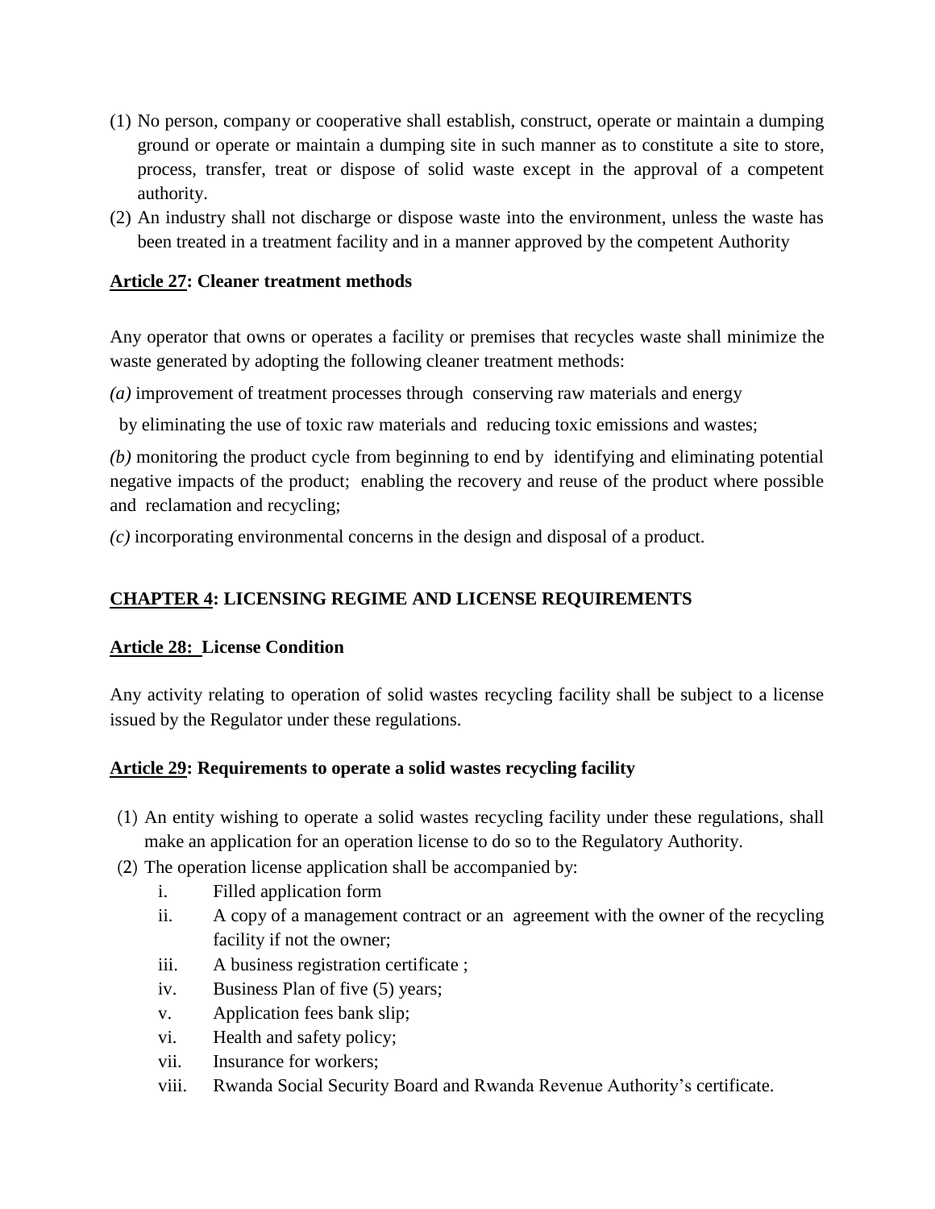(1) No person, company or cooperative shall establish, construct, operate or maintain a dumping ground or operate or maintain a dumping site in such manner as to constitute a site to store, process, transfer, treat or dispose of solid waste except in the approval of a competent authority.

(2) An industry shall not discharge or dispose waste into the environment, unless the waste has been treated in a treatment facility and in a manner approved by the competent Authority

**Article 27: Cleaner treatment methods**

Any operator that owns or operates a facility or premises that recycles waste shall minimize the waste generated by adopting the following cleaner treatment methods:

*(a)* improvement of treatment processes through conserving raw materials and energy

by eliminating the use of toxic raw materials and reducing toxic emissions and wastes;

*(b)* monitoring the product cycle from beginning to end by identifying and eliminating potential negative impacts of the product; enabling the recovery and reuse of the product where possible and reclamation and recycling;

*(c)* incorporating environmental concerns in the design and disposal of a product.

## CHAPTER 4: LICENSING REGIME AND LICENSE REQUIREMENTS

**Article 28: License Condition**

Any activity relating to operation of solid wastes recycling facility shall be subject to a license issued by the Regulator under these regulations.

**Article 29: Requirements to operate a solid wastes recycling facility**

(1) An entity wishing to operate a solid wastes recycling facility under these regulations, shall make an application for an operation license to do so to the Regulatory Authority.

(2) The operation license application shall be accompanied by:

i. Filled application form
ii. A copy of a management contract or an agreement with the owner of the recycling facility if not the owner;
iii. A business registration certificate ;
iv. Business Plan of five (5) years;
v. Application fees bank slip;
vi. Health and safety policy;
vii. Insurance for workers;
viii. Rwanda Social Security Board and Rwanda Revenue Authority's certificate.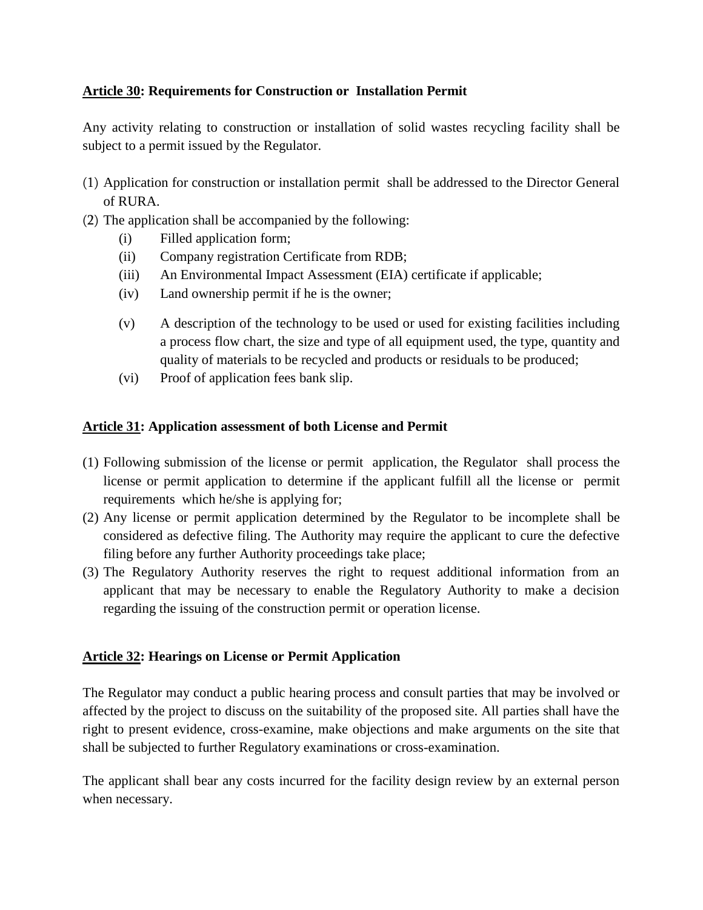**Article 30: Requirements for Construction or Installation Permit**

Any activity relating to construction or installation of solid wastes recycling facility shall be subject to a permit issued by the Regulator.

(1) Application for construction or installation permit shall be addressed to the Director General of RURA.
(2) The application shall be accompanied by the following:
    (i) Filled application form;
    (ii) Company registration Certificate from RDB;
    (iii) An Environmental Impact Assessment (EIA) certificate if applicable;
    (iv) Land ownership permit if he is the owner;
    (v) A description of the technology to be used or used for existing facilities including a process flow chart, the size and type of all equipment used, the type, quantity and quality of materials to be recycled and products or residuals to be produced;
    (vi) Proof of application fees bank slip.

**Article 31: Application assessment of both License and Permit**

(1) Following submission of the license or permit application, the Regulator shall process the license or permit application to determine if the applicant fulfill all the license or permit requirements which he/she is applying for;
(2) Any license or permit application determined by the Regulator to be incomplete shall be considered as defective filing. The Authority may require the applicant to cure the defective filing before any further Authority proceedings take place;
(3) The Regulatory Authority reserves the right to request additional information from an applicant that may be necessary to enable the Regulatory Authority to make a decision regarding the issuing of the construction permit or operation license.

**Article 32: Hearings on License or Permit Application**

The Regulator may conduct a public hearing process and consult parties that may be involved or affected by the project to discuss on the suitability of the proposed site. All parties shall have the right to present evidence, cross-examine, make objections and make arguments on the site that shall be subjected to further Regulatory examinations or cross-examination.

The applicant shall bear any costs incurred for the facility design review by an external person when necessary.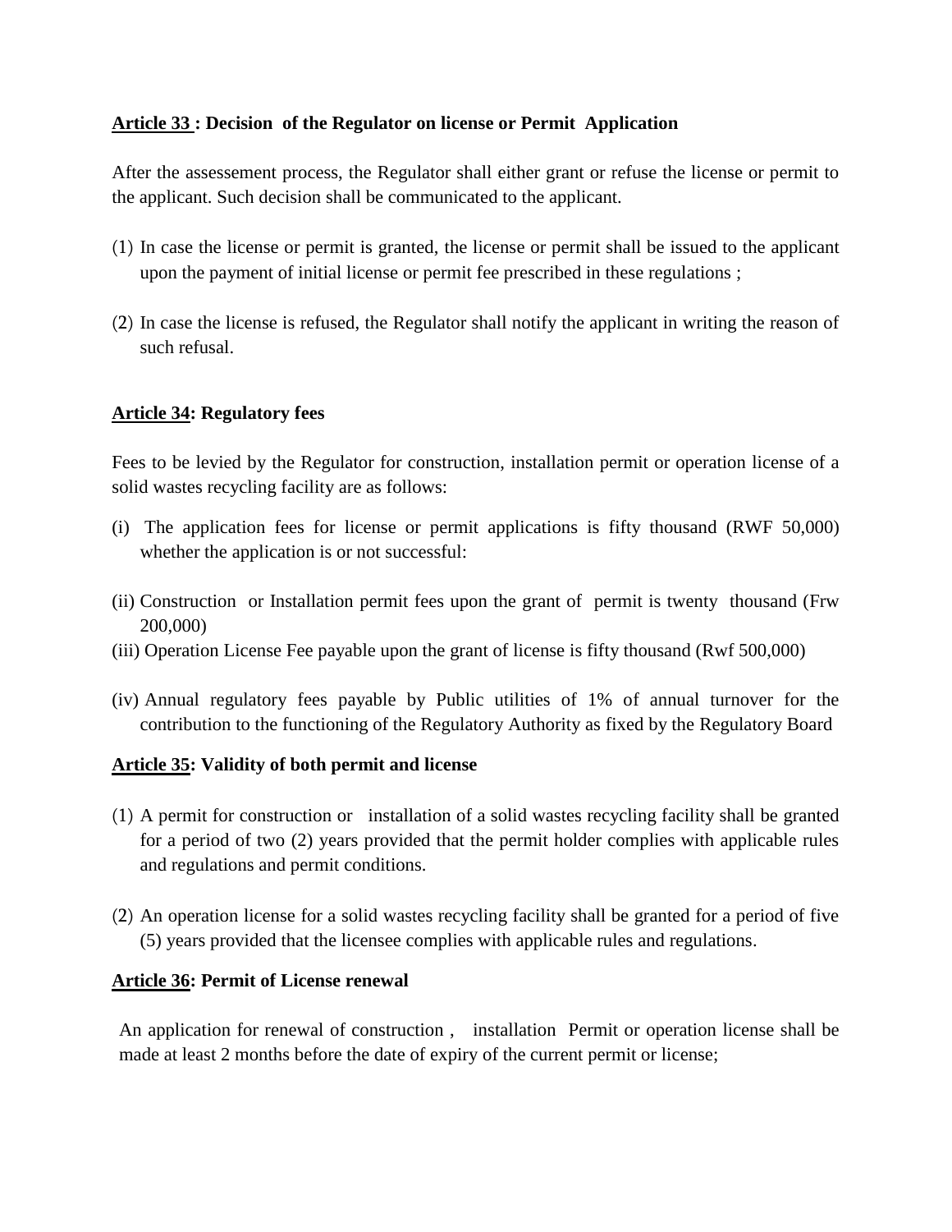**Article 33 : Decision of the Regulator on license or Permit Application**

After the assessement process, the Regulator shall either grant or refuse the license or permit to the applicant. Such decision shall be communicated to the applicant.

(1) In case the license or permit is granted, the license or permit shall be issued to the applicant upon the payment of initial license or permit fee prescribed in these regulations ;

(2) In case the license is refused, the Regulator shall notify the applicant in writing the reason of such refusal.

**Article 34: Regulatory fees**

Fees to be levied by the Regulator for construction, installation permit or operation license of a solid wastes recycling facility are as follows:

(i) The application fees for license or permit applications is fifty thousand (RWF 50,000) whether the application is or not successful:

(ii) Construction or Installation permit fees upon the grant of permit is twenty thousand (Frw 200,000)

(iii) Operation License Fee payable upon the grant of license is fifty thousand (Rwf 500,000)

(iv) Annual regulatory fees payable by Public utilities of 1% of annual turnover for the contribution to the functioning of the Regulatory Authority as fixed by the Regulatory Board

**Article 35: Validity of both permit and license**

(1) A permit for construction or installation of a solid wastes recycling facility shall be granted for a period of two (2) years provided that the permit holder complies with applicable rules and regulations and permit conditions.

(2) An operation license for a solid wastes recycling facility shall be granted for a period of five (5) years provided that the licensee complies with applicable rules and regulations.

**Article 36: Permit of License renewal**

An application for renewal of construction , installation Permit or operation license shall be made at least 2 months before the date of expiry of the current permit or license;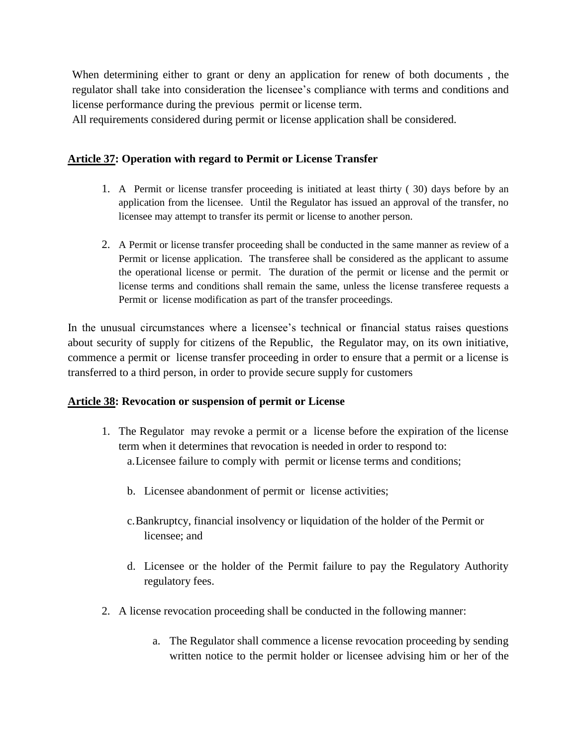When determining either to grant or deny an application for renew of both documents , the regulator shall take into consideration the licensee's compliance with terms and conditions and license performance during the previous permit or license term.

All requirements considered during permit or license application shall be considered.

**<u>Article 37</u>: Operation with regard to Permit or License Transfer**

1. A Permit or license transfer proceeding is initiated at least thirty ( 30) days before by an application from the licensee. Until the Regulator has issued an approval of the transfer, no licensee may attempt to transfer its permit or license to another person.

2. A Permit or license transfer proceeding shall be conducted in the same manner as review of a Permit or license application. The transferee shall be considered as the applicant to assume the operational license or permit. The duration of the permit or license and the permit or license terms and conditions shall remain the same, unless the license transferee requests a Permit or license modification as part of the transfer proceedings.

In the unusual circumstances where a licensee's technical or financial status raises questions about security of supply for citizens of the Republic, the Regulator may, on its own initiative, commence a permit or license transfer proceeding in order to ensure that a permit or a license is transferred to a third person, in order to provide secure supply for customers

**<u>Article 38</u>: Revocation or suspension of permit or License**

1. The Regulator may revoke a permit or a license before the expiration of the license term when it determines that revocation is needed in order to respond to:
   a. Licensee failure to comply with permit or license terms and conditions;

   b. Licensee abandonment of permit or license activities;

   c. Bankruptcy, financial insolvency or liquidation of the holder of the Permit or licensee; and

   d. Licensee or the holder of the Permit failure to pay the Regulatory Authority regulatory fees.

2. A license revocation proceeding shall be conducted in the following manner:

   a. The Regulator shall commence a license revocation proceeding by sending written notice to the permit holder or licensee advising him or her of the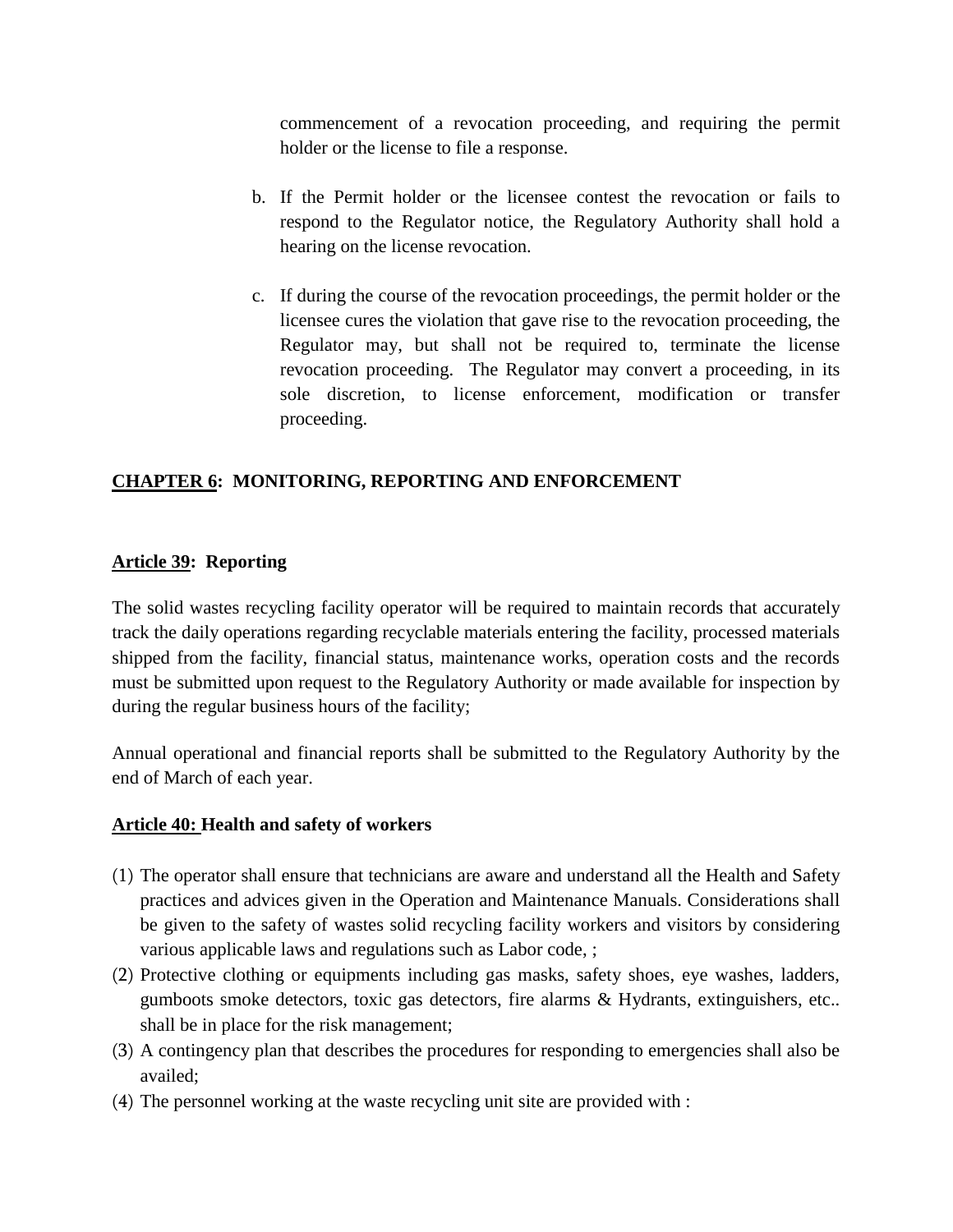commencement of a revocation proceeding, and requiring the permit holder or the license to file a response.

b. If the Permit holder or the licensee contest the revocation or fails to respond to the Regulator notice, the Regulatory Authority shall hold a hearing on the license revocation.

c. If during the course of the revocation proceedings, the permit holder or the licensee cures the violation that gave rise to the revocation proceeding, the Regulator may, but shall not be required to, terminate the license revocation proceeding. The Regulator may convert a proceeding, in its sole discretion, to license enforcement, modification or transfer proceeding.

## **CHAPTER 6: MONITORING, REPORTING AND ENFORCEMENT**

### **Article 39: Reporting**

The solid wastes recycling facility operator will be required to maintain records that accurately track the daily operations regarding recyclable materials entering the facility, processed materials shipped from the facility, financial status, maintenance works, operation costs and the records must be submitted upon request to the Regulatory Authority or made available for inspection by during the regular business hours of the facility;

Annual operational and financial reports shall be submitted to the Regulatory Authority by the end of March of each year.

### **Article 40: Health and safety of workers**

(1) The operator shall ensure that technicians are aware and understand all the Health and Safety practices and advices given in the Operation and Maintenance Manuals. Considerations shall be given to the safety of wastes solid recycling facility workers and visitors by considering various applicable laws and regulations such as Labor code, ;
(2) Protective clothing or equipments including gas masks, safety shoes, eye washes, ladders, gumboots smoke detectors, toxic gas detectors, fire alarms & Hydrants, extinguishers, etc.. shall be in place for the risk management;
(3) A contingency plan that describes the procedures for responding to emergencies shall also be availed;
(4) The personnel working at the waste recycling unit site are provided with :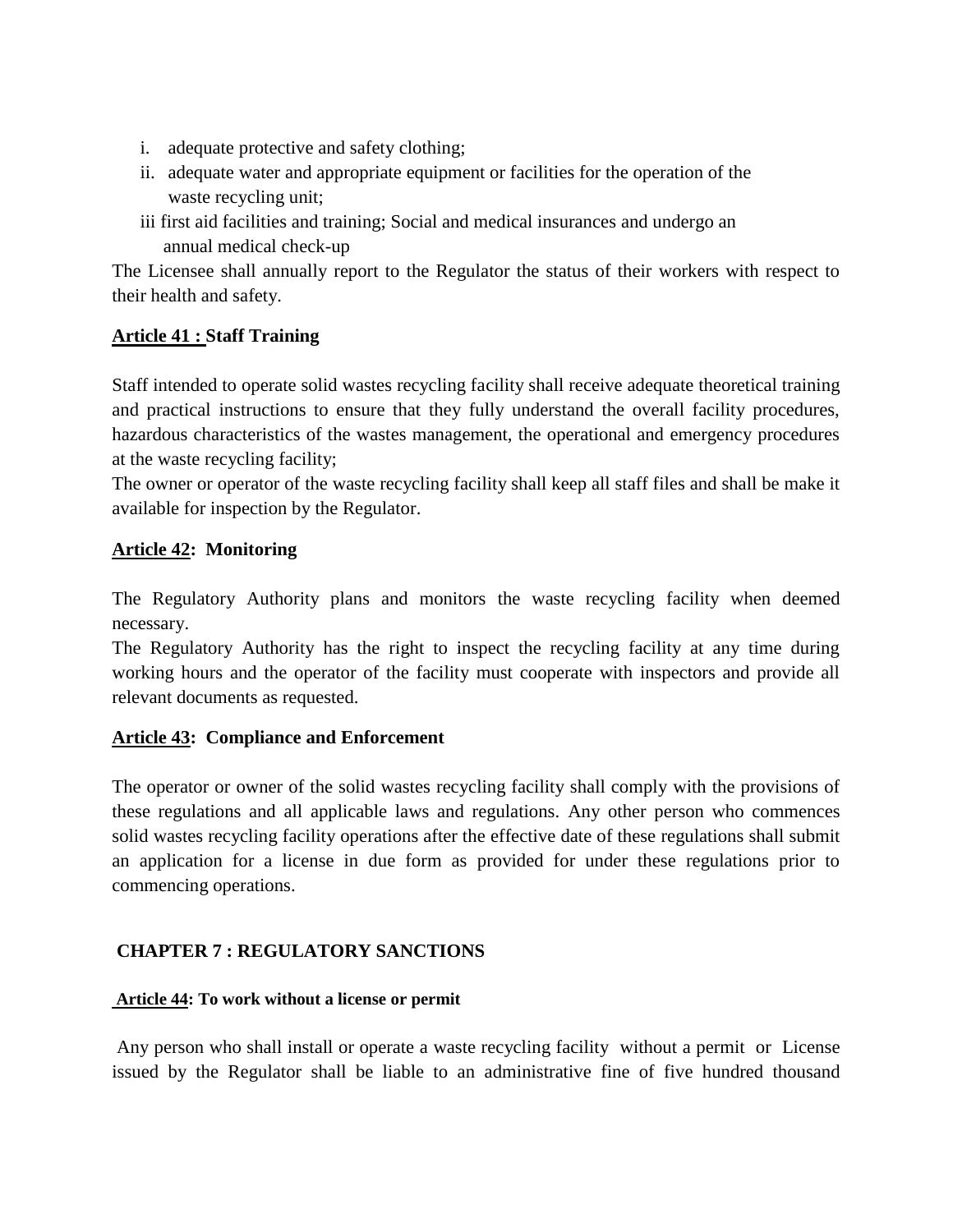i. adequate protective and safety clothing;
ii. adequate water and appropriate equipment or facilities for the operation of the waste recycling unit;
iii first aid facilities and training; Social and medical insurances and undergo an annual medical check-up

The Licensee shall annually report to the Regulator the status of their workers with respect to their health and safety.

**Article 41 : Staff Training**

Staff intended to operate solid wastes recycling facility shall receive adequate theoretical training and practical instructions to ensure that they fully understand the overall facility procedures, hazardous characteristics of the wastes management, the operational and emergency procedures at the waste recycling facility;

The owner or operator of the waste recycling facility shall keep all staff files and shall be make it available for inspection by the Regulator.

**Article 42: Monitoring**

The Regulatory Authority plans and monitors the waste recycling facility when deemed necessary.

The Regulatory Authority has the right to inspect the recycling facility at any time during working hours and the operator of the facility must cooperate with inspectors and provide all relevant documents as requested.

**Article 43: Compliance and Enforcement**

The operator or owner of the solid wastes recycling facility shall comply with the provisions of these regulations and all applicable laws and regulations. Any other person who commences solid wastes recycling facility operations after the effective date of these regulations shall submit an application for a license in due form as provided for under these regulations prior to commencing operations.

## CHAPTER 7 : REGULATORY SANCTIONS

**Article 44: To work without a license or permit**

Any person who shall install or operate a waste recycling facility without a permit or License issued by the Regulator shall be liable to an administrative fine of five hundred thousand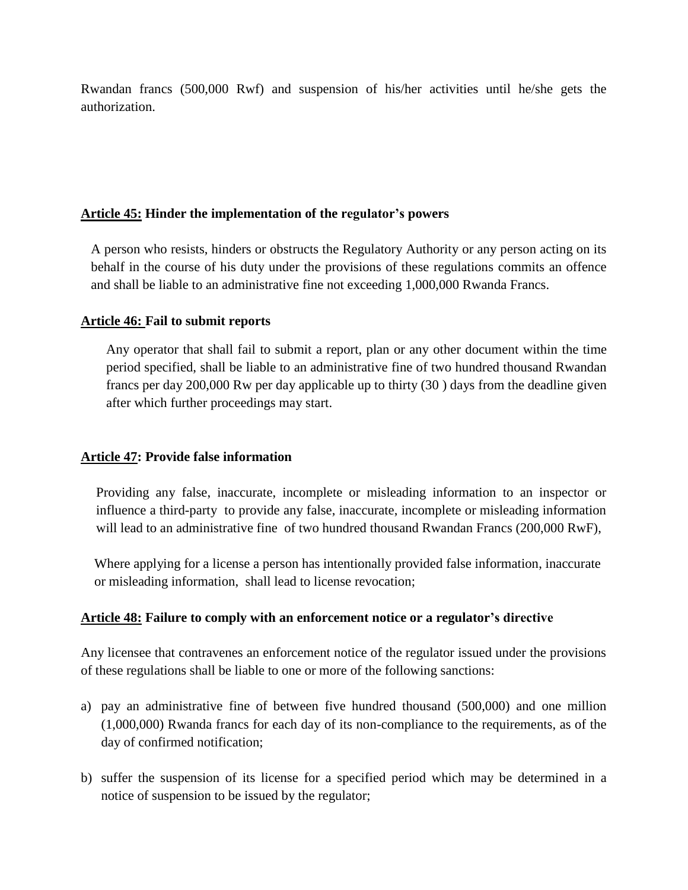Rwandan francs (500,000 Rwf) and suspension of his/her activities until he/she gets the authorization.

**Article 45: Hinder the implementation of the regulator's powers**

A person who resists, hinders or obstructs the Regulatory Authority or any person acting on its behalf in the course of his duty under the provisions of these regulations commits an offence and shall be liable to an administrative fine not exceeding 1,000,000 Rwanda Francs.

**Article 46: Fail to submit reports**

Any operator that shall fail to submit a report, plan or any other document within the time period specified, shall be liable to an administrative fine of two hundred thousand Rwandan francs per day 200,000 Rw per day applicable up to thirty (30 ) days from the deadline given after which further proceedings may start.

**Article 47: Provide false information**

Providing any false, inaccurate, incomplete or misleading information to an inspector or influence a third-party to provide any false, inaccurate, incomplete or misleading information will lead to an administrative fine of two hundred thousand Rwandan Francs (200,000 RwF),

Where applying for a license a person has intentionally provided false information, inaccurate or misleading information, shall lead to license revocation;

**Article 48: Failure to comply with an enforcement notice or a regulator's directive**

Any licensee that contravenes an enforcement notice of the regulator issued under the provisions of these regulations shall be liable to one or more of the following sanctions:

a) pay an administrative fine of between five hundred thousand (500,000) and one million (1,000,000) Rwanda francs for each day of its non-compliance to the requirements, as of the day of confirmed notification;

b) suffer the suspension of its license for a specified period which may be determined in a notice of suspension to be issued by the regulator;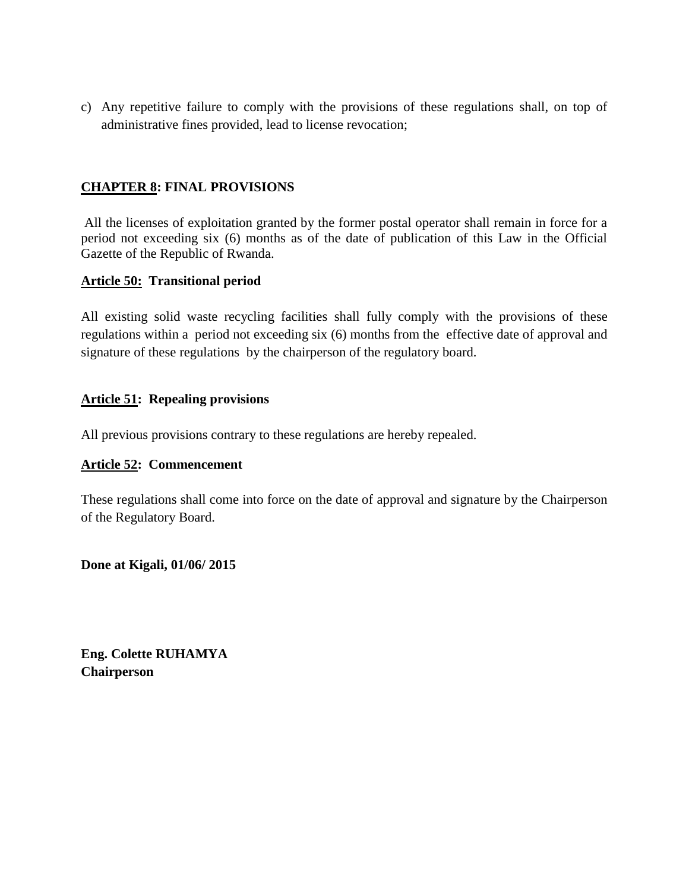c) Any repetitive failure to comply with the provisions of these regulations shall, on top of administrative fines provided, lead to license revocation;

## CHAPTER 8: FINAL PROVISIONS

All the licenses of exploitation granted by the former postal operator shall remain in force for a period not exceeding six (6) months as of the date of publication of this Law in the Official Gazette of the Republic of Rwanda.

### Article 50: Transitional period

All existing solid waste recycling facilities shall fully comply with the provisions of these regulations within a period not exceeding six (6) months from the effective date of approval and signature of these regulations by the chairperson of the regulatory board.

### Article 51: Repealing provisions

All previous provisions contrary to these regulations are hereby repealed.

### Article 52: Commencement

These regulations shall come into force on the date of approval and signature by the Chairperson of the Regulatory Board.

**Done at Kigali, 01/06/ 2015**

**Eng. Colette RUHAMYA**
**Chairperson**